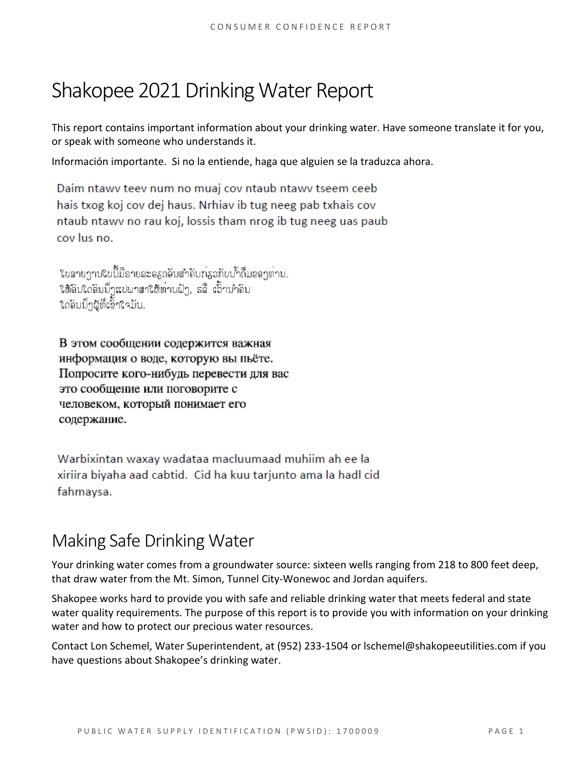# Shakopee 2021 Drinking Water Report

This report contains important information about your drinking water. Have someone translate it for you, or speak with someone who understands it.

Información importante. Si no la entiende, haga que alguien se la traduzca ahora.

Daim ntawv teev num no muaj cov ntaub ntawv tseem ceeb hais txog koj cov dej haus. Nrhiav ib tug neeg pab txhais cov ntaub ntawv no rau koj, lossis tham nrog ib tug neeg uas paub cov lus no.

ໃບລາຍງານນີ້ມີລາຍລະອຽດອັນສຳຄັນກ່ຽວກັບນ້ຳດື່ມຂອງທ່ານ. ໃຫ້ຄົນໃດຄົນນຶ່ງແປພາສາໃຫ້ທ່ານຟັງ, ຣື ເວົ້ານຳຄົນໃດຄົນນຶ່ງຜູ້ທີ່ເຂົ້າໃຈມັນ.

В этом сообщении содержится важная информация о воде, которую вы пьёте. Попросите кого-нибудь перевести для вас это сообщение или поговорите с человеком, который понимает его содержание.

Warbixintan waxay wadataa macluumaad muhiim ah ee la xiriira biyaha aad cabtid. Cid ha kuu tarjunto ama la hadl cid fahmaysa.

## Making Safe Drinking Water

Your drinking water comes from a groundwater source: sixteen wells ranging from 218 to 800 feet deep, that draw water from the Mt. Simon, Tunnel City-Wonewoc and Jordan aquifers.

Shakopee works hard to provide you with safe and reliable drinking water that meets federal and state water quality requirements. The purpose of this report is to provide you with information on your drinking water and how to protect our precious water resources.

Contact Lon Schemel, Water Superintendent, at (952) 233-1504 or lschemel@shakopeeutilities.com if you have questions about Shakopee's drinking water.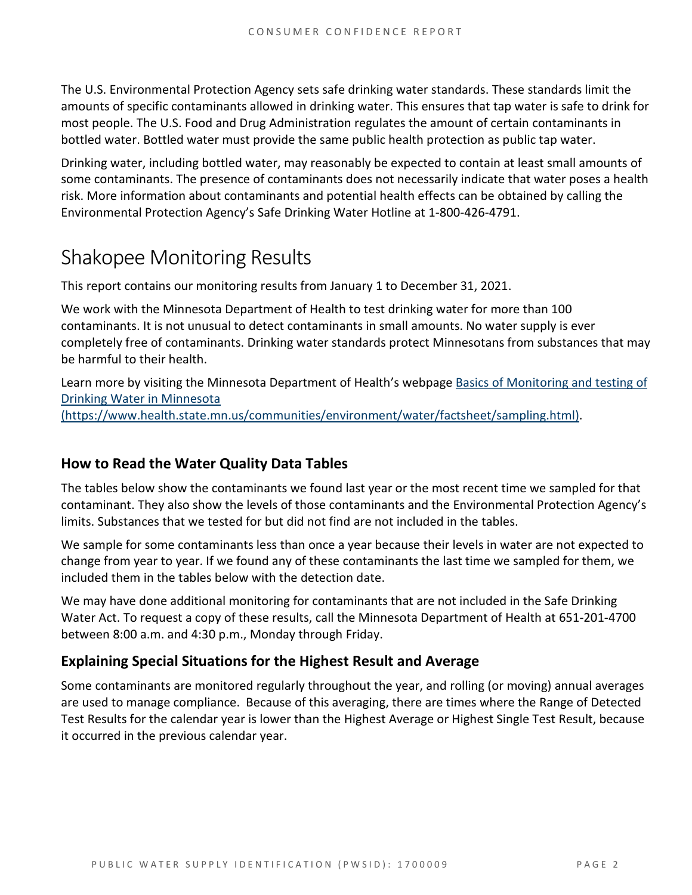The U.S. Environmental Protection Agency sets safe drinking water standards. These standards limit the amounts of specific contaminants allowed in drinking water. This ensures that tap water is safe to drink for most people. The U.S. Food and Drug Administration regulates the amount of certain contaminants in bottled water. Bottled water must provide the same public health protection as public tap water.

Drinking water, including bottled water, may reasonably be expected to contain at least small amounts of some contaminants. The presence of contaminants does not necessarily indicate that water poses a health risk. More information about contaminants and potential health effects can be obtained by calling the Environmental Protection Agency's Safe Drinking Water Hotline at 1-800-426-4791.

# Shakopee Monitoring Results

This report contains our monitoring results from January 1 to December 31, 2021.

We work with the Minnesota Department of Health to test drinking water for more than 100 contaminants. It is not unusual to detect contaminants in small amounts. No water supply is ever completely free of contaminants. Drinking water standards protect Minnesotans from substances that may be harmful to their health.

Learn more by visiting the Minnesota Department of Health's webpage [Basics of Monitoring and testing of Drinking Water in Minnesota (https://www.health.state.mn.us/communities/environment/water/factsheet/sampling.html)](https://www.health.state.mn.us/communities/environment/water/factsheet/sampling.html).

## How to Read the Water Quality Data Tables

The tables below show the contaminants we found last year or the most recent time we sampled for that contaminant. They also show the levels of those contaminants and the Environmental Protection Agency's limits. Substances that we tested for but did not find are not included in the tables.

We sample for some contaminants less than once a year because their levels in water are not expected to change from year to year. If we found any of these contaminants the last time we sampled for them, we included them in the tables below with the detection date.

We may have done additional monitoring for contaminants that are not included in the Safe Drinking Water Act. To request a copy of these results, call the Minnesota Department of Health at 651-201-4700 between 8:00 a.m. and 4:30 p.m., Monday through Friday.

## Explaining Special Situations for the Highest Result and Average

Some contaminants are monitored regularly throughout the year, and rolling (or moving) annual averages are used to manage compliance. Because of this averaging, there are times where the Range of Detected Test Results for the calendar year is lower than the Highest Average or Highest Single Test Result, because it occurred in the previous calendar year.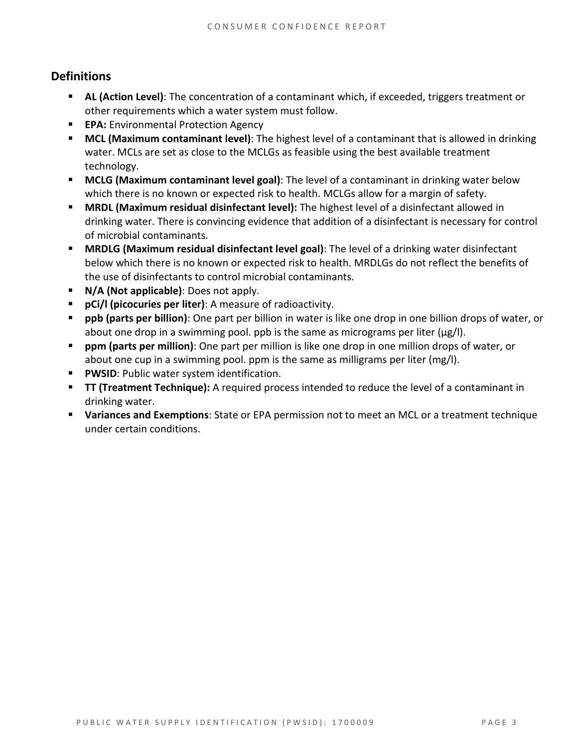## Definitions

- **AL (Action Level)**: The concentration of a contaminant which, if exceeded, triggers treatment or other requirements which a water system must follow.
- **EPA:** Environmental Protection Agency
- **MCL (Maximum contaminant level)**: The highest level of a contaminant that is allowed in drinking water. MCLs are set as close to the MCLGs as feasible using the best available treatment technology.
- **MCLG (Maximum contaminant level goal)**: The level of a contaminant in drinking water below which there is no known or expected risk to health. MCLGs allow for a margin of safety.
- **MRDL (Maximum residual disinfectant level):** The highest level of a disinfectant allowed in drinking water. There is convincing evidence that addition of a disinfectant is necessary for control of microbial contaminants.
- **MRDLG (Maximum residual disinfectant level goal)**: The level of a drinking water disinfectant below which there is no known or expected risk to health. MRDLGs do not reflect the benefits of the use of disinfectants to control microbial contaminants.
- **N/A (Not applicable)**: Does not apply.
- **pCi/l (picocuries per liter)**: A measure of radioactivity.
- **ppb (parts per billion)**: One part per billion in water is like one drop in one billion drops of water, or about one drop in a swimming pool. ppb is the same as micrograms per liter (μg/l).
- **ppm (parts per million)**: One part per million is like one drop in one million drops of water, or about one cup in a swimming pool. ppm is the same as milligrams per liter (mg/l).
- **PWSID**: Public water system identification.
- **TT (Treatment Technique):** A required process intended to reduce the level of a contaminant in drinking water.
- **Variances and Exemptions**: State or EPA permission not to meet an MCL or a treatment technique under certain conditions.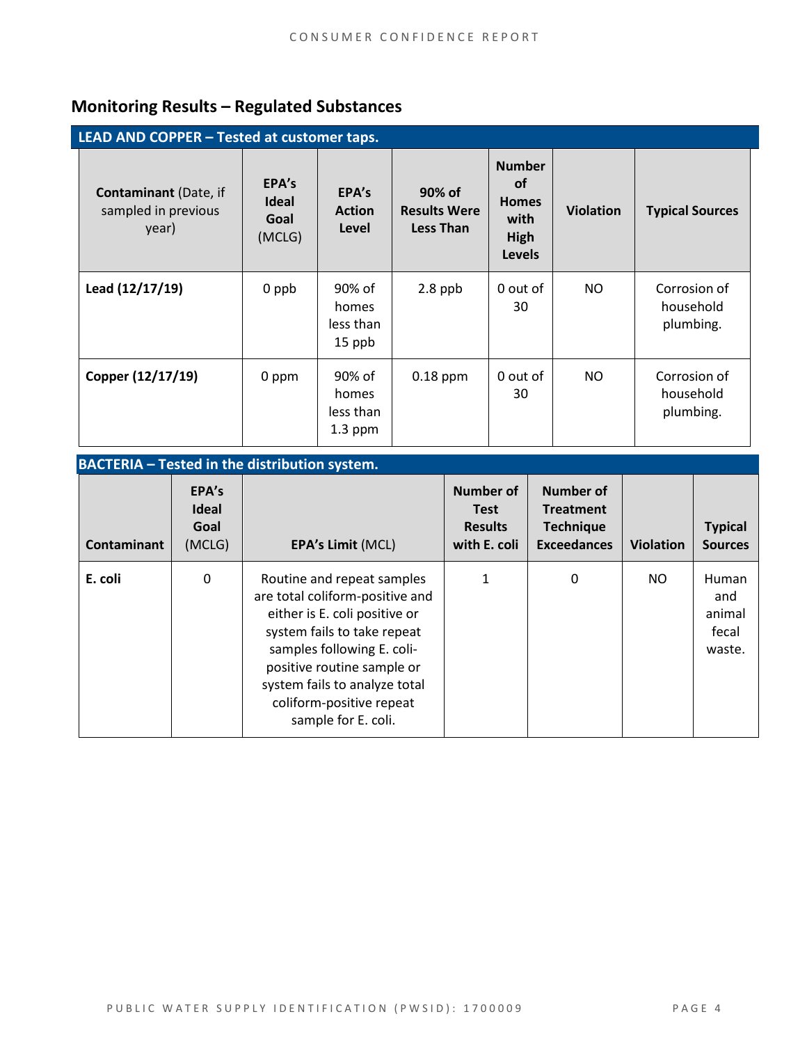## Monitoring Results – Regulated Substances

| LEAD AND COPPER – Tested at customer taps. | | | | | | |
|---|---|---|---|---|---|---|
| **Contaminant** (Date, if sampled in previous year) | **EPA's Ideal Goal** (MCLG) | **EPA's Action Level** | **90% of Results Were Less Than** | **Number of Homes with High Levels** | **Violation** | **Typical Sources** |
| **Lead (12/17/19)** | 0 ppb | 90% of homes less than 15 ppb | 2.8 ppb | 0 out of 30 | NO | Corrosion of household plumbing. |
| **Copper (12/17/19)** | 0 ppm | 90% of homes less than 1.3 ppm | 0.18 ppm | 0 out of 30 | NO | Corrosion of household plumbing. |

| BACTERIA – Tested in the distribution system. | | | | | | |
|---|---|---|---|---|---|---|
| **Contaminant** | **EPA's Ideal Goal** (MCLG) | **EPA's Limit** (MCL) | **Number of Test Results with E. coli** | **Number of Treatment Technique Exceedances** | **Violation** | **Typical Sources** |
| **E. coli** | 0 | Routine and repeat samples are total coliform-positive and either is E. coli positive or system fails to take repeat samples following E. coli-positive routine sample or system fails to analyze total coliform-positive repeat sample for E. coli. | 1 | 0 | NO | Human and animal fecal waste. |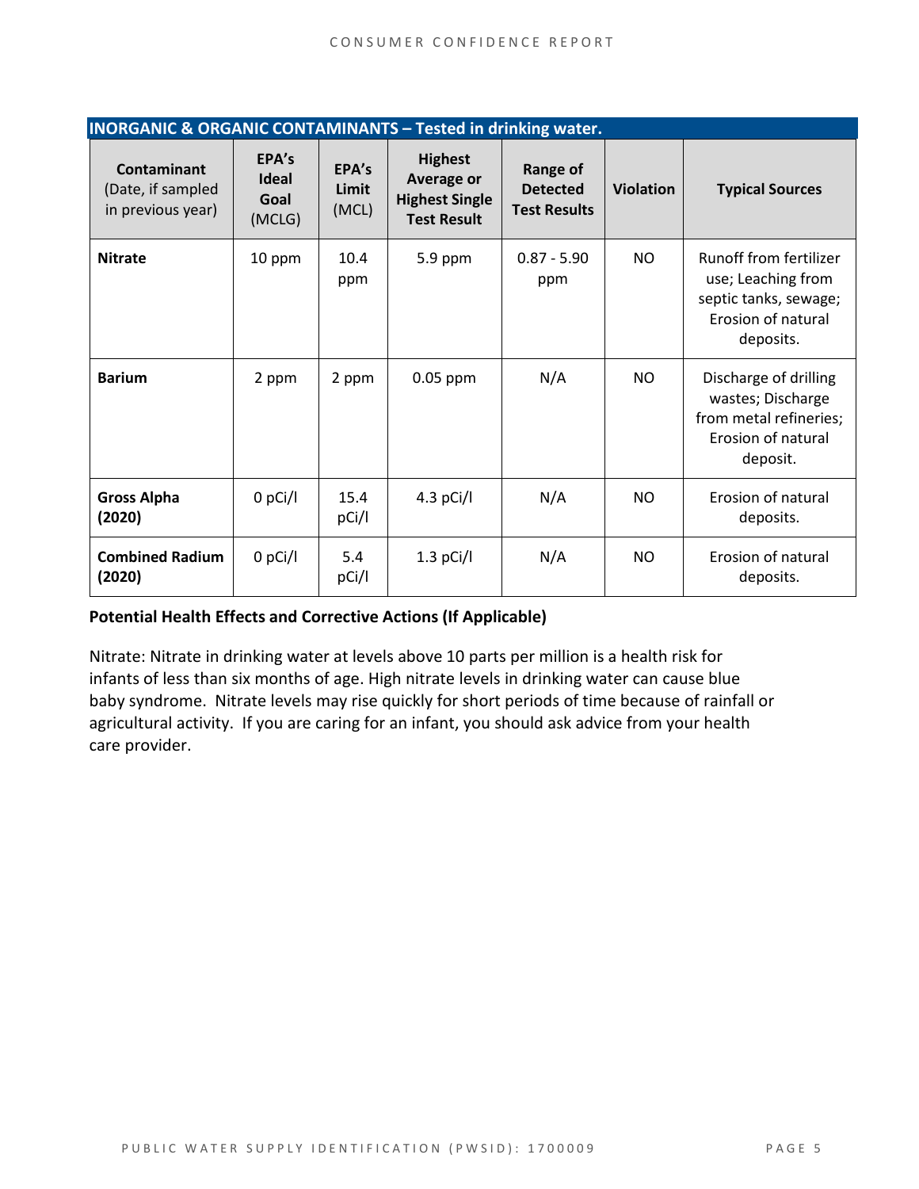| INORGANIC & ORGANIC CONTAMINANTS – Tested in drinking water. | | | | | | |
|---|---|---|---|---|---|---|
| **Contaminant** (Date, if sampled in previous year) | **EPA's Ideal Goal** (MCLG) | **EPA's Limit** (MCL) | **Highest Average or Highest Single Test Result** | **Range of Detected Test Results** | **Violation** | **Typical Sources** |
| **Nitrate** | 10 ppm | 10.4 ppm | 5.9 ppm | 0.87 - 5.90 ppm | NO | Runoff from fertilizer use; Leaching from septic tanks, sewage; Erosion of natural deposits. |
| **Barium** | 2 ppm | 2 ppm | 0.05 ppm | N/A | NO | Discharge of drilling wastes; Discharge from metal refineries; Erosion of natural deposit. |
| **Gross Alpha (2020)** | 0 pCi/l | 15.4 pCi/l | 4.3 pCi/l | N/A | NO | Erosion of natural deposits. |
| **Combined Radium (2020)** | 0 pCi/l | 5.4 pCi/l | 1.3 pCi/l | N/A | NO | Erosion of natural deposits. |

**Potential Health Effects and Corrective Actions (If Applicable)**

Nitrate: Nitrate in drinking water at levels above 10 parts per million is a health risk for infants of less than six months of age. High nitrate levels in drinking water can cause blue baby syndrome. Nitrate levels may rise quickly for short periods of time because of rainfall or agricultural activity. If you are caring for an infant, you should ask advice from your health care provider.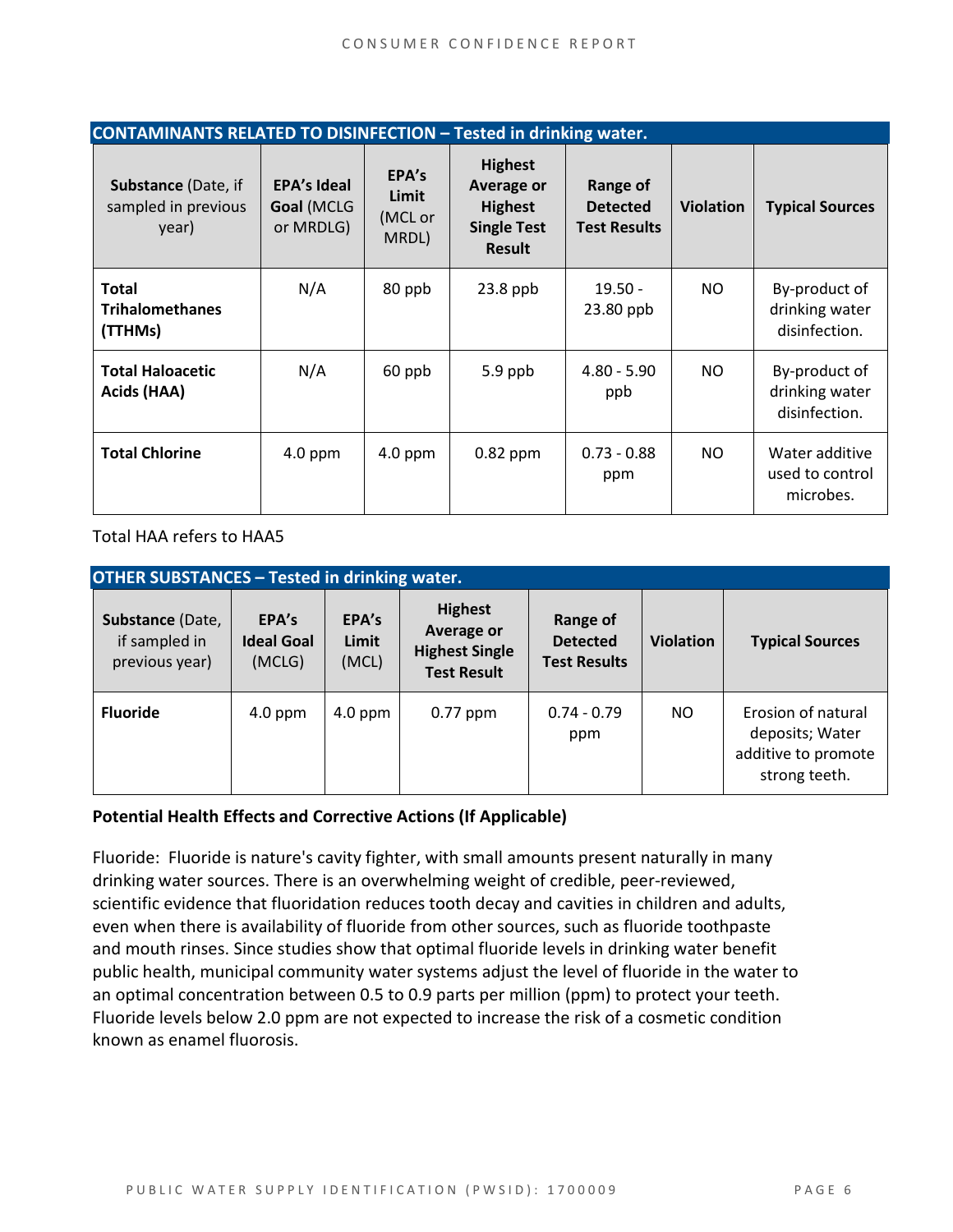| CONTAMINANTS RELATED TO DISINFECTION – Tested in drinking water. | | | | | | |
|---|---|---|---|---|---|---|
| **Substance** (Date, if sampled in previous year) | **EPA's Ideal Goal** (MCLG or MRDLG) | **EPA's Limit** (MCL or MRDL) | **Highest Average or Highest Single Test Result** | **Range of Detected Test Results** | **Violation** | **Typical Sources** |
| **Total Trihalomethanes (TTHMs)** | N/A | 80 ppb | 23.8 ppb | 19.50 - 23.80 ppb | NO | By-product of drinking water disinfection. |
| **Total Haloacetic Acids (HAA)** | N/A | 60 ppb | 5.9 ppb | 4.80 - 5.90 ppb | NO | By-product of drinking water disinfection. |
| **Total Chlorine** | 4.0 ppm | 4.0 ppm | 0.82 ppm | 0.73 - 0.88 ppm | NO | Water additive used to control microbes. |

Total HAA refers to HAA5

| OTHER SUBSTANCES – Tested in drinking water. | | | | | | |
|---|---|---|---|---|---|---|
| **Substance** (Date, if sampled in previous year) | **EPA's Ideal Goal** (MCLG) | **EPA's Limit** (MCL) | **Highest Average or Highest Single Test Result** | **Range of Detected Test Results** | **Violation** | **Typical Sources** |
| **Fluoride** | 4.0 ppm | 4.0 ppm | 0.77 ppm | 0.74 - 0.79 ppm | NO | Erosion of natural deposits; Water additive to promote strong teeth. |

**Potential Health Effects and Corrective Actions (If Applicable)**

Fluoride: Fluoride is nature's cavity fighter, with small amounts present naturally in many drinking water sources. There is an overwhelming weight of credible, peer-reviewed, scientific evidence that fluoridation reduces tooth decay and cavities in children and adults, even when there is availability of fluoride from other sources, such as fluoride toothpaste and mouth rinses. Since studies show that optimal fluoride levels in drinking water benefit public health, municipal community water systems adjust the level of fluoride in the water to an optimal concentration between 0.5 to 0.9 parts per million (ppm) to protect your teeth. Fluoride levels below 2.0 ppm are not expected to increase the risk of a cosmetic condition known as enamel fluorosis.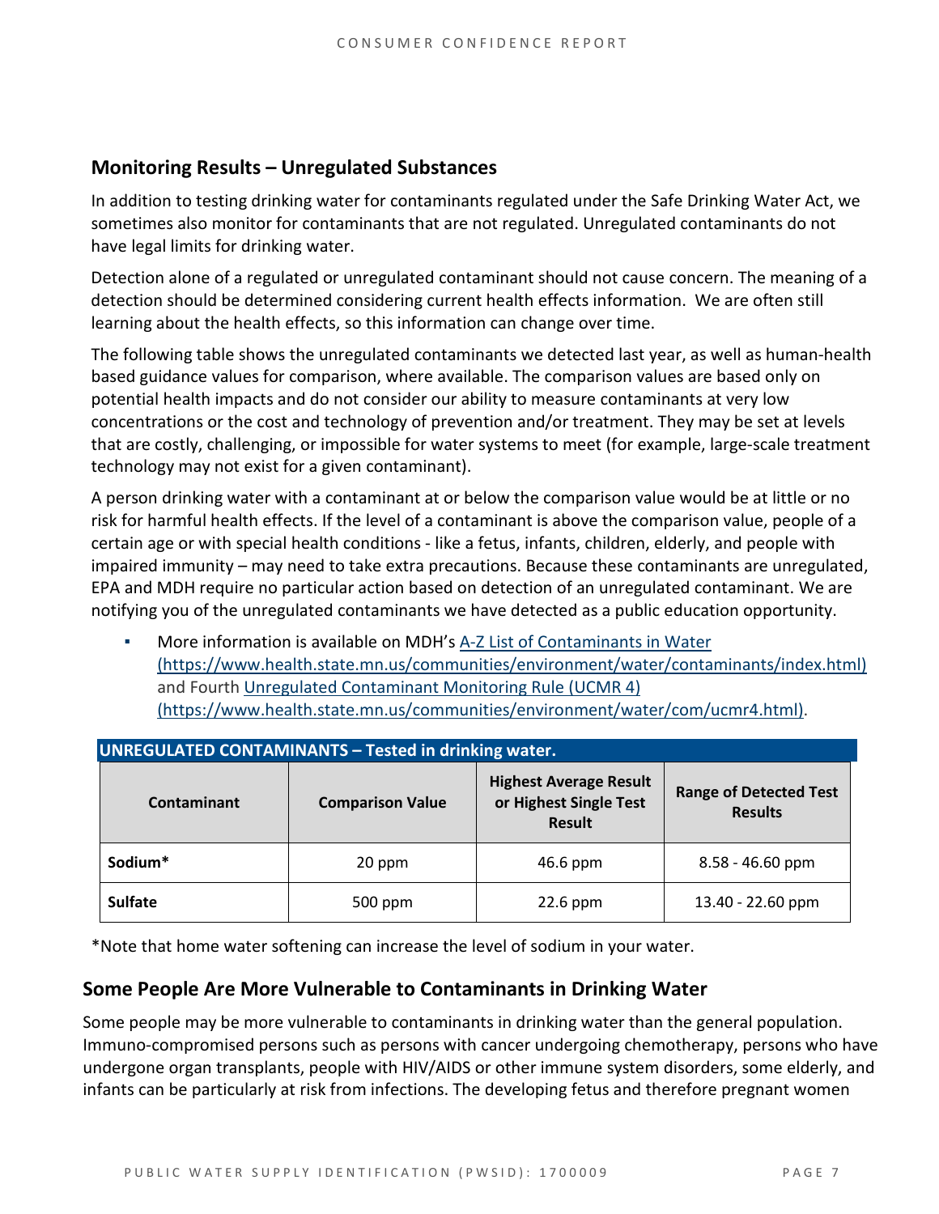## Monitoring Results – Unregulated Substances

In addition to testing drinking water for contaminants regulated under the Safe Drinking Water Act, we sometimes also monitor for contaminants that are not regulated. Unregulated contaminants do not have legal limits for drinking water.

Detection alone of a regulated or unregulated contaminant should not cause concern. The meaning of a detection should be determined considering current health effects information. We are often still learning about the health effects, so this information can change over time.

The following table shows the unregulated contaminants we detected last year, as well as human-health based guidance values for comparison, where available. The comparison values are based only on potential health impacts and do not consider our ability to measure contaminants at very low concentrations or the cost and technology of prevention and/or treatment. They may be set at levels that are costly, challenging, or impossible for water systems to meet (for example, large-scale treatment technology may not exist for a given contaminant).

A person drinking water with a contaminant at or below the comparison value would be at little or no risk for harmful health effects. If the level of a contaminant is above the comparison value, people of a certain age or with special health conditions - like a fetus, infants, children, elderly, and people with impaired immunity – may need to take extra precautions. Because these contaminants are unregulated, EPA and MDH require no particular action based on detection of an unregulated contaminant. We are notifying you of the unregulated contaminants we have detected as a public education opportunity.

- More information is available on MDH's A-Z List of Contaminants in Water (https://www.health.state.mn.us/communities/environment/water/contaminants/index.html) and Fourth Unregulated Contaminant Monitoring Rule (UCMR 4) (https://www.health.state.mn.us/communities/environment/water/com/ucmr4.html).

**UNREGULATED CONTAMINANTS – Tested in drinking water.**

| Contaminant | Comparison Value | Highest Average Result or Highest Single Test Result | Range of Detected Test Results |
|---|---|---|---|
| **Sodium*** | 20 ppm | 46.6 ppm | 8.58 - 46.60 ppm |
| **Sulfate** | 500 ppm | 22.6 ppm | 13.40 - 22.60 ppm |

*Note that home water softening can increase the level of sodium in your water.

## Some People Are More Vulnerable to Contaminants in Drinking Water

Some people may be more vulnerable to contaminants in drinking water than the general population. Immuno-compromised persons such as persons with cancer undergoing chemotherapy, persons who have undergone organ transplants, people with HIV/AIDS or other immune system disorders, some elderly, and infants can be particularly at risk from infections. The developing fetus and therefore pregnant women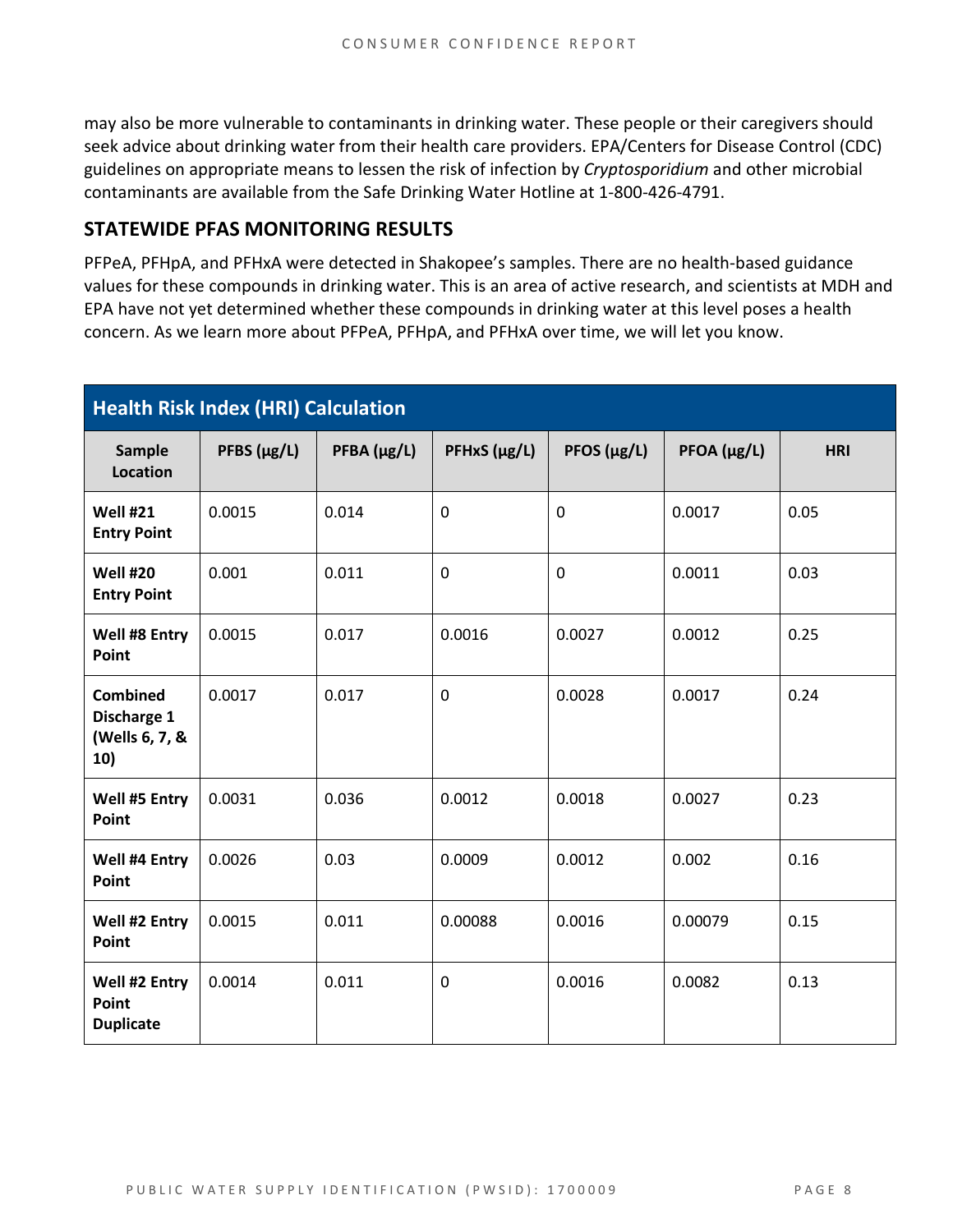may also be more vulnerable to contaminants in drinking water. These people or their caregivers should seek advice about drinking water from their health care providers. EPA/Centers for Disease Control (CDC) guidelines on appropriate means to lessen the risk of infection by *Cryptosporidium* and other microbial contaminants are available from the Safe Drinking Water Hotline at 1-800-426-4791.

## STATEWIDE PFAS MONITORING RESULTS

PFPeA, PFHpA, and PFHxA were detected in Shakopee's samples. There are no health-based guidance values for these compounds in drinking water. This is an area of active research, and scientists at MDH and EPA have not yet determined whether these compounds in drinking water at this level poses a health concern. As we learn more about PFPeA, PFHpA, and PFHxA over time, we will let you know.

**Health Risk Index (HRI) Calculation**

| Sample Location | PFBS (µg/L) | PFBA (µg/L) | PFHxS (µg/L) | PFOS (µg/L) | PFOA (µg/L) | HRI |
|---|---|---|---|---|---|---|
| **Well #21 Entry Point** | 0.0015 | 0.014 | 0 | 0 | 0.0017 | 0.05 |
| **Well #20 Entry Point** | 0.001 | 0.011 | 0 | 0 | 0.0011 | 0.03 |
| **Well #8 Entry Point** | 0.0015 | 0.017 | 0.0016 | 0.0027 | 0.0012 | 0.25 |
| **Combined Discharge 1 (Wells 6, 7, & 10)** | 0.0017 | 0.017 | 0 | 0.0028 | 0.0017 | 0.24 |
| **Well #5 Entry Point** | 0.0031 | 0.036 | 0.0012 | 0.0018 | 0.0027 | 0.23 |
| **Well #4 Entry Point** | 0.0026 | 0.03 | 0.0009 | 0.0012 | 0.002 | 0.16 |
| **Well #2 Entry Point** | 0.0015 | 0.011 | 0.00088 | 0.0016 | 0.00079 | 0.15 |
| **Well #2 Entry Point Duplicate** | 0.0014 | 0.011 | 0 | 0.0016 | 0.0082 | 0.13 |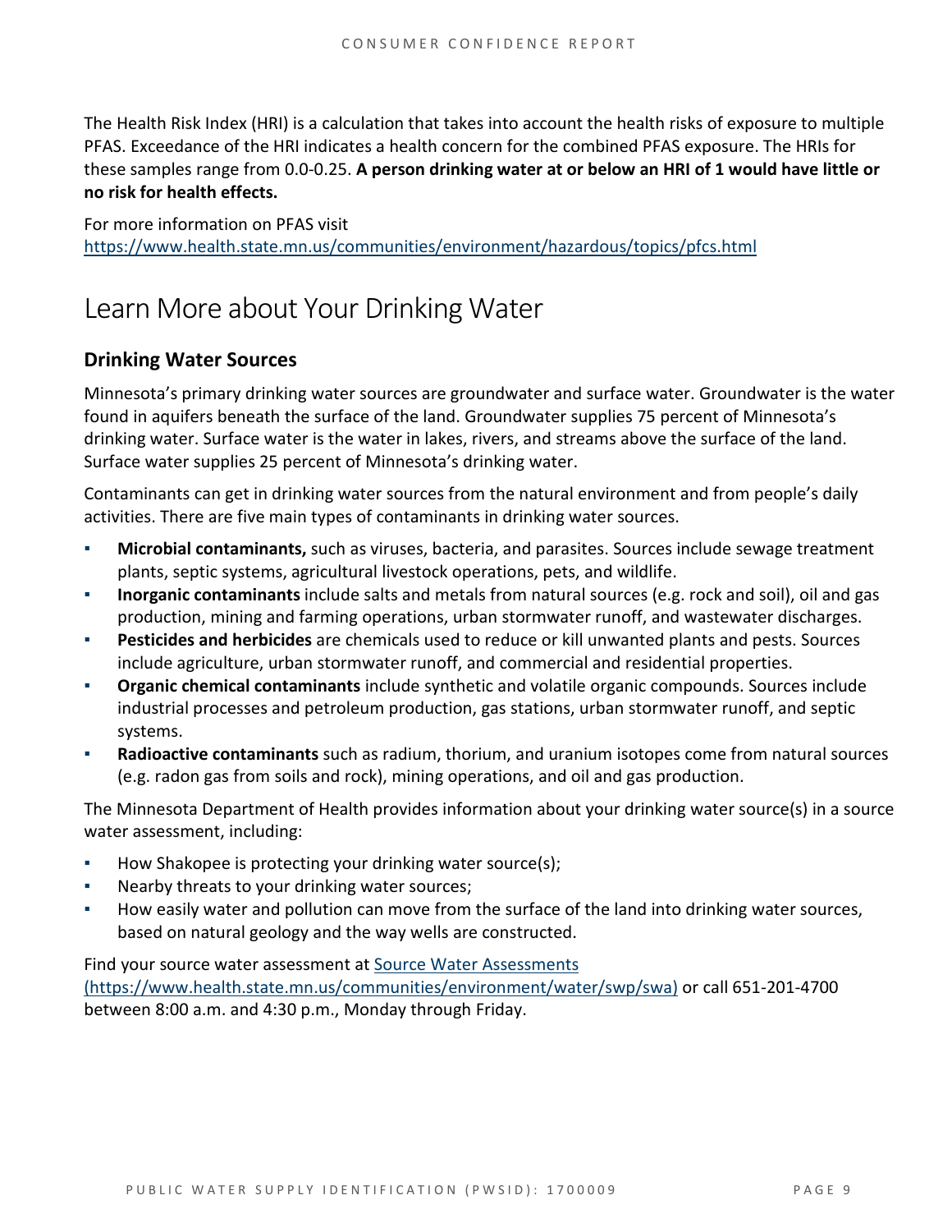The Health Risk Index (HRI) is a calculation that takes into account the health risks of exposure to multiple PFAS. Exceedance of the HRI indicates a health concern for the combined PFAS exposure. The HRIs for these samples range from 0.0-0.25. **A person drinking water at or below an HRI of 1 would have little or no risk for health effects.**

For more information on PFAS visit https://www.health.state.mn.us/communities/environment/hazardous/topics/pfcs.html

# Learn More about Your Drinking Water

## Drinking Water Sources

Minnesota's primary drinking water sources are groundwater and surface water. Groundwater is the water found in aquifers beneath the surface of the land. Groundwater supplies 75 percent of Minnesota's drinking water. Surface water is the water in lakes, rivers, and streams above the surface of the land. Surface water supplies 25 percent of Minnesota's drinking water.

Contaminants can get in drinking water sources from the natural environment and from people's daily activities. There are five main types of contaminants in drinking water sources.

- **Microbial contaminants,** such as viruses, bacteria, and parasites. Sources include sewage treatment plants, septic systems, agricultural livestock operations, pets, and wildlife.
- **Inorganic contaminants** include salts and metals from natural sources (e.g. rock and soil), oil and gas production, mining and farming operations, urban stormwater runoff, and wastewater discharges.
- **Pesticides and herbicides** are chemicals used to reduce or kill unwanted plants and pests. Sources include agriculture, urban stormwater runoff, and commercial and residential properties.
- **Organic chemical contaminants** include synthetic and volatile organic compounds. Sources include industrial processes and petroleum production, gas stations, urban stormwater runoff, and septic systems.
- **Radioactive contaminants** such as radium, thorium, and uranium isotopes come from natural sources (e.g. radon gas from soils and rock), mining operations, and oil and gas production.

The Minnesota Department of Health provides information about your drinking water source(s) in a source water assessment, including:

- How Shakopee is protecting your drinking water source(s);
- Nearby threats to your drinking water sources;
- How easily water and pollution can move from the surface of the land into drinking water sources, based on natural geology and the way wells are constructed.

Find your source water assessment at Source Water Assessments (https://www.health.state.mn.us/communities/environment/water/swp/swa) or call 651-201-4700 between 8:00 a.m. and 4:30 p.m., Monday through Friday.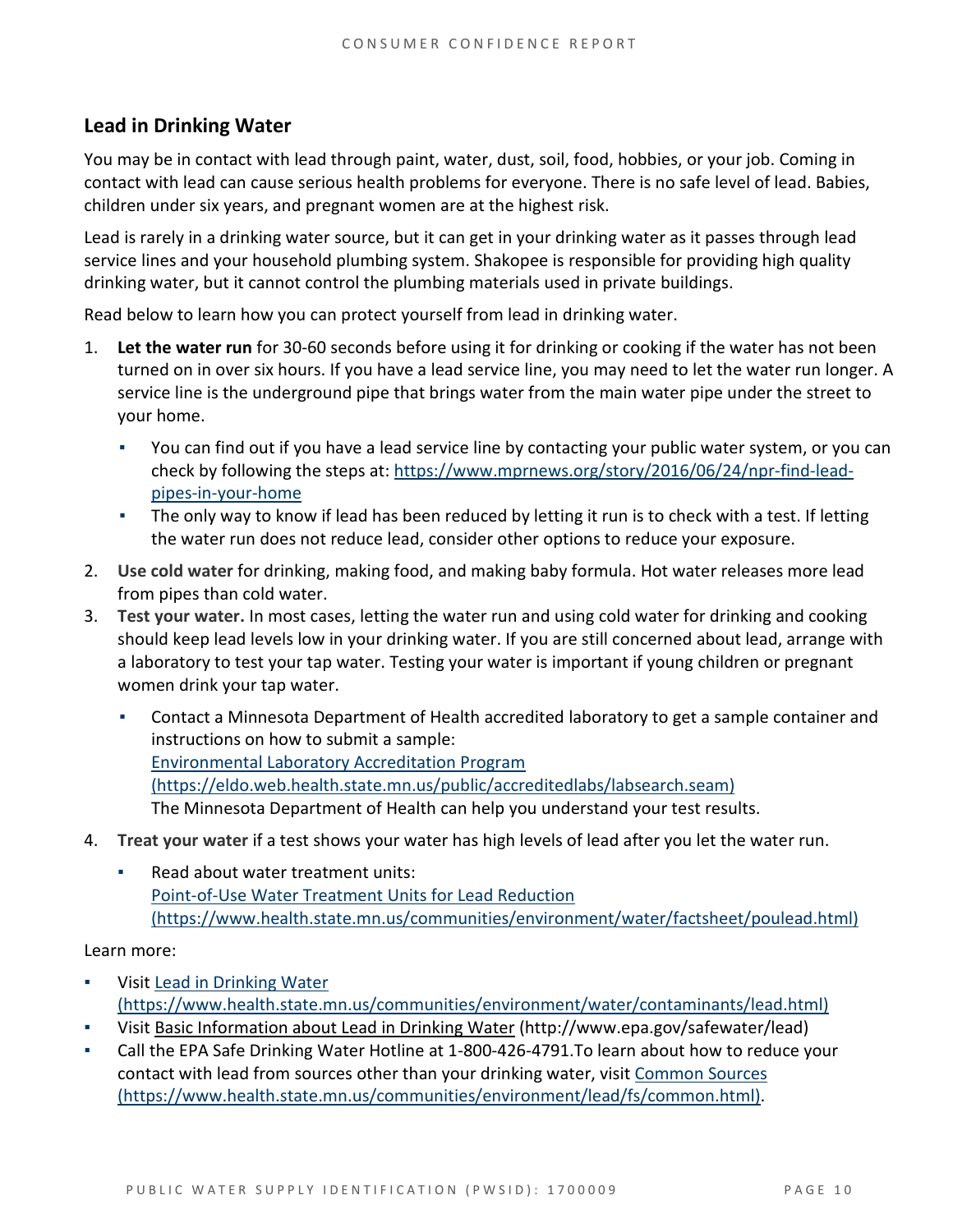## Lead in Drinking Water

You may be in contact with lead through paint, water, dust, soil, food, hobbies, or your job. Coming in contact with lead can cause serious health problems for everyone. There is no safe level of lead. Babies, children under six years, and pregnant women are at the highest risk.

Lead is rarely in a drinking water source, but it can get in your drinking water as it passes through lead service lines and your household plumbing system. Shakopee is responsible for providing high quality drinking water, but it cannot control the plumbing materials used in private buildings.

Read below to learn how you can protect yourself from lead in drinking water.

1. **Let the water run** for 30-60 seconds before using it for drinking or cooking if the water has not been turned on in over six hours. If you have a lead service line, you may need to let the water run longer. A service line is the underground pipe that brings water from the main water pipe under the street to your home.
   - You can find out if you have a lead service line by contacting your public water system, or you can check by following the steps at: [https://www.mprnews.org/story/2016/06/24/npr-find-lead-pipes-in-your-home](https://www.mprnews.org/story/2016/06/24/npr-find-lead-pipes-in-your-home)
   - The only way to know if lead has been reduced by letting it run is to check with a test. If letting the water run does not reduce lead, consider other options to reduce your exposure.
2. **Use cold water** for drinking, making food, and making baby formula. Hot water releases more lead from pipes than cold water.
3. **Test your water.** In most cases, letting the water run and using cold water for drinking and cooking should keep lead levels low in your drinking water. If you are still concerned about lead, arrange with a laboratory to test your tap water. Testing your water is important if young children or pregnant women drink your tap water.
   - Contact a Minnesota Department of Health accredited laboratory to get a sample container and instructions on how to submit a sample:
     [Environmental Laboratory Accreditation Program (https://eldo.web.health.state.mn.us/public/accreditedlabs/labsearch.seam)](https://eldo.web.health.state.mn.us/public/accreditedlabs/labsearch.seam)
     The Minnesota Department of Health can help you understand your test results.
4. **Treat your water** if a test shows your water has high levels of lead after you let the water run.
   - Read about water treatment units:
     [Point-of-Use Water Treatment Units for Lead Reduction (https://www.health.state.mn.us/communities/environment/water/factsheet/poulead.html)](https://www.health.state.mn.us/communities/environment/water/factsheet/poulead.html)

Learn more:

- Visit [Lead in Drinking Water (https://www.health.state.mn.us/communities/environment/water/contaminants/lead.html)](https://www.health.state.mn.us/communities/environment/water/contaminants/lead.html)
- Visit [Basic Information about Lead in Drinking Water](http://www.epa.gov/safewater/lead) (http://www.epa.gov/safewater/lead)
- Call the EPA Safe Drinking Water Hotline at 1-800-426-4791.To learn about how to reduce your contact with lead from sources other than your drinking water, visit [Common Sources (https://www.health.state.mn.us/communities/environment/lead/fs/common.html)](https://www.health.state.mn.us/communities/environment/lead/fs/common.html).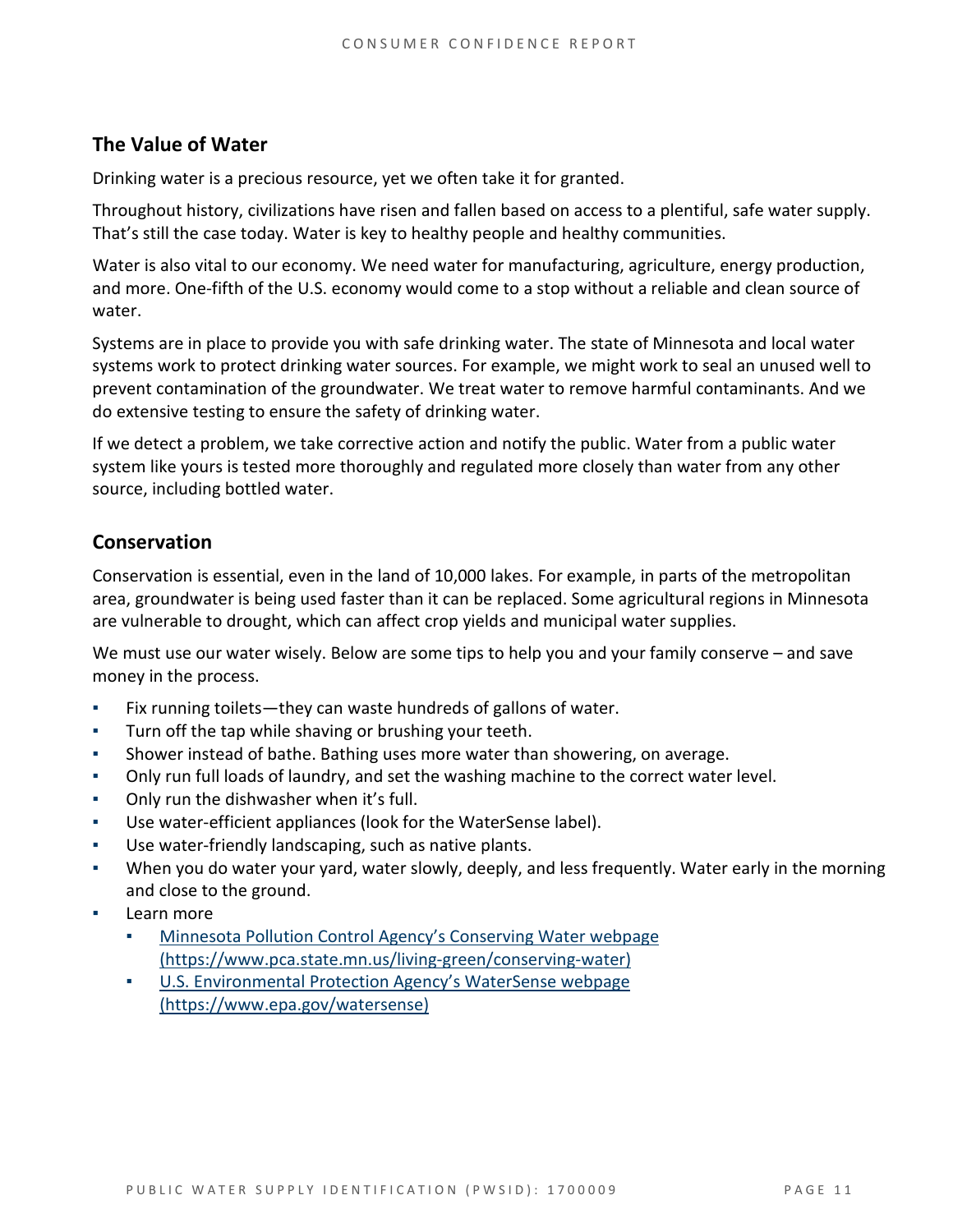## The Value of Water

Drinking water is a precious resource, yet we often take it for granted.

Throughout history, civilizations have risen and fallen based on access to a plentiful, safe water supply. That's still the case today. Water is key to healthy people and healthy communities.

Water is also vital to our economy. We need water for manufacturing, agriculture, energy production, and more. One-fifth of the U.S. economy would come to a stop without a reliable and clean source of water.

Systems are in place to provide you with safe drinking water. The state of Minnesota and local water systems work to protect drinking water sources. For example, we might work to seal an unused well to prevent contamination of the groundwater. We treat water to remove harmful contaminants. And we do extensive testing to ensure the safety of drinking water.

If we detect a problem, we take corrective action and notify the public. Water from a public water system like yours is tested more thoroughly and regulated more closely than water from any other source, including bottled water.

## Conservation

Conservation is essential, even in the land of 10,000 lakes. For example, in parts of the metropolitan area, groundwater is being used faster than it can be replaced. Some agricultural regions in Minnesota are vulnerable to drought, which can affect crop yields and municipal water supplies.

We must use our water wisely. Below are some tips to help you and your family conserve – and save money in the process.

- Fix running toilets—they can waste hundreds of gallons of water.
- Turn off the tap while shaving or brushing your teeth.
- Shower instead of bathe. Bathing uses more water than showering, on average.
- Only run full loads of laundry, and set the washing machine to the correct water level.
- Only run the dishwasher when it's full.
- Use water-efficient appliances (look for the WaterSense label).
- Use water-friendly landscaping, such as native plants.
- When you do water your yard, water slowly, deeply, and less frequently. Water early in the morning and close to the ground.
- Learn more
  - [Minnesota Pollution Control Agency's Conserving Water webpage (https://www.pca.state.mn.us/living-green/conserving-water)](https://www.pca.state.mn.us/living-green/conserving-water)
  - [U.S. Environmental Protection Agency's WaterSense webpage (https://www.epa.gov/watersense)](https://www.epa.gov/watersense)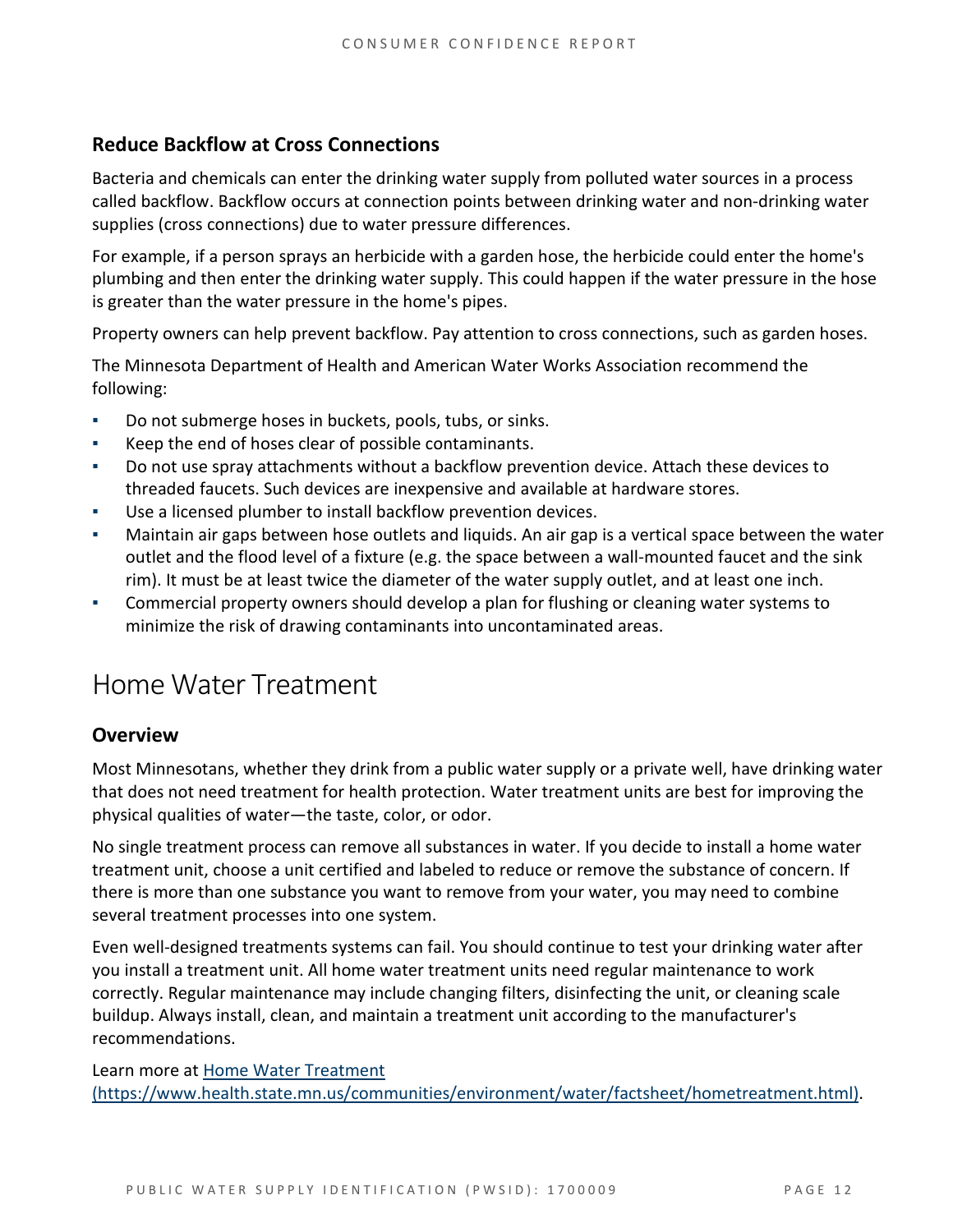### Reduce Backflow at Cross Connections

Bacteria and chemicals can enter the drinking water supply from polluted water sources in a process called backflow. Backflow occurs at connection points between drinking water and non-drinking water supplies (cross connections) due to water pressure differences.

For example, if a person sprays an herbicide with a garden hose, the herbicide could enter the home's plumbing and then enter the drinking water supply. This could happen if the water pressure in the hose is greater than the water pressure in the home's pipes.

Property owners can help prevent backflow. Pay attention to cross connections, such as garden hoses.

The Minnesota Department of Health and American Water Works Association recommend the following:

- Do not submerge hoses in buckets, pools, tubs, or sinks.
- Keep the end of hoses clear of possible contaminants.
- Do not use spray attachments without a backflow prevention device. Attach these devices to threaded faucets. Such devices are inexpensive and available at hardware stores.
- Use a licensed plumber to install backflow prevention devices.
- Maintain air gaps between hose outlets and liquids. An air gap is a vertical space between the water outlet and the flood level of a fixture (e.g. the space between a wall-mounted faucet and the sink rim). It must be at least twice the diameter of the water supply outlet, and at least one inch.
- Commercial property owners should develop a plan for flushing or cleaning water systems to minimize the risk of drawing contaminants into uncontaminated areas.

## Home Water Treatment

### Overview

Most Minnesotans, whether they drink from a public water supply or a private well, have drinking water that does not need treatment for health protection. Water treatment units are best for improving the physical qualities of water—the taste, color, or odor.

No single treatment process can remove all substances in water. If you decide to install a home water treatment unit, choose a unit certified and labeled to reduce or remove the substance of concern. If there is more than one substance you want to remove from your water, you may need to combine several treatment processes into one system.

Even well-designed treatments systems can fail. You should continue to test your drinking water after you install a treatment unit. All home water treatment units need regular maintenance to work correctly. Regular maintenance may include changing filters, disinfecting the unit, or cleaning scale buildup. Always install, clean, and maintain a treatment unit according to the manufacturer's recommendations.

Learn more at [Home Water Treatment (https://www.health.state.mn.us/communities/environment/water/factsheet/hometreatment.html)](https://www.health.state.mn.us/communities/environment/water/factsheet/hometreatment.html).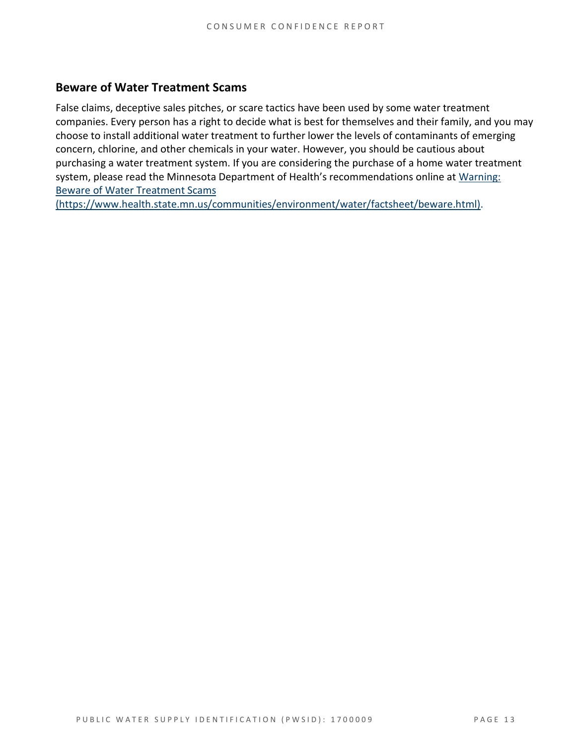## Beware of Water Treatment Scams

False claims, deceptive sales pitches, or scare tactics have been used by some water treatment companies. Every person has a right to decide what is best for themselves and their family, and you may choose to install additional water treatment to further lower the levels of contaminants of emerging concern, chlorine, and other chemicals in your water. However, you should be cautious about purchasing a water treatment system. If you are considering the purchase of a home water treatment system, please read the Minnesota Department of Health's recommendations online at [Warning: Beware of Water Treatment Scams (https://www.health.state.mn.us/communities/environment/water/factsheet/beware.html)](https://www.health.state.mn.us/communities/environment/water/factsheet/beware.html).